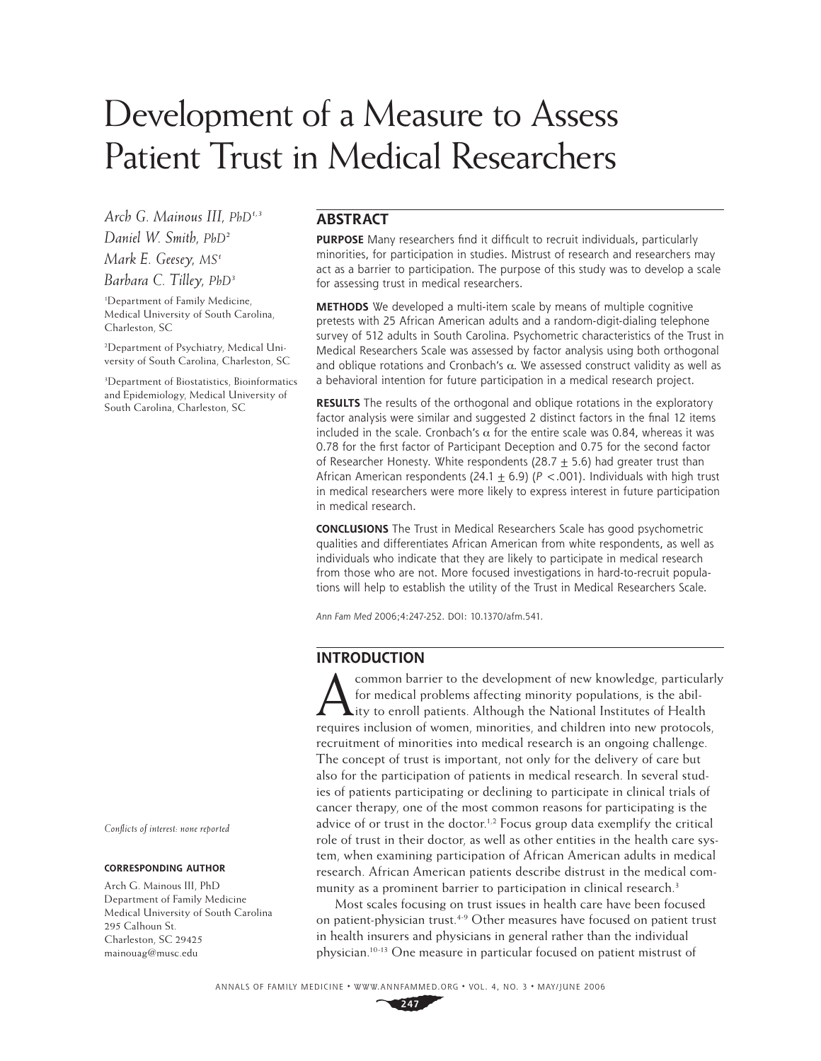# Development of a Measure to Assess Patient Trust in Medical Researchers

*Arch G. Mainous III, PhD*[1,3]
*Daniel W. Smith, PhD*[2]
*Mark E. Geesey, MS*[1]
*Barbara C. Tilley, PhD*[3]

[1]Department of Family Medicine, Medical University of South Carolina, Charleston, SC

[2]Department of Psychiatry, Medical University of South Carolina, Charleston, SC

[3]Department of Biostatistics, Bioinformatics and Epidemiology, Medical University of South Carolina, Charleston, SC

*Conflicts of interest: none reported*

**CORRESPONDING AUTHOR**

Arch G. Mainous III, PhD
Department of Family Medicine
Medical University of South Carolina
295 Calhoun St.
Charleston, SC 29425
mainouag@musc.edu

## ABSTRACT

**PURPOSE** Many researchers find it difficult to recruit individuals, particularly minorities, for participation in studies. Mistrust of research and researchers may act as a barrier to participation. The purpose of this study was to develop a scale for assessing trust in medical researchers.

**METHODS** We developed a multi-item scale by means of multiple cognitive pretests with 25 African American adults and a random-digit-dialing telephone survey of 512 adults in South Carolina. Psychometric characteristics of the Trust in Medical Researchers Scale was assessed by factor analysis using both orthogonal and oblique rotations and Cronbach's $\alpha$. We assessed construct validity as well as a behavioral intention for future participation in a medical research project.

**RESULTS** The results of the orthogonal and oblique rotations in the exploratory factor analysis were similar and suggested 2 distinct factors in the final 12 items included in the scale. Cronbach's $\alpha$ for the entire scale was 0.84, whereas it was 0.78 for the first factor of Participant Deception and 0.75 for the second factor of Researcher Honesty. White respondents ($28.7 \pm 5.6$) had greater trust than African American respondents ($24.1 \pm 6.9$) ($P < .001$). Individuals with high trust in medical researchers were more likely to express interest in future participation in medical research.

**CONCLUSIONS** The Trust in Medical Researchers Scale has good psychometric qualities and differentiates African American from white respondents, as well as individuals who indicate that they are likely to participate in medical research from those who are not. More focused investigations in hard-to-recruit populations will help to establish the utility of the Trust in Medical Researchers Scale.

*Ann Fam Med* 2006;4:247-252. DOI: 10.1370/afm.541.

## INTRODUCTION

A common barrier to the development of new knowledge, particularly for medical problems affecting minority populations, is the ability to enroll patients. Although the National Institutes of Health requires inclusion of women, minorities, and children into new protocols, recruitment of minorities into medical research is an ongoing challenge. The concept of trust is important, not only for the delivery of care but also for the participation of patients in medical research. In several studies of patients participating or declining to participate in clinical trials of cancer therapy, one of the most common reasons for participating is the advice of or trust in the doctor.[1,2] Focus group data exemplify the critical role of trust in their doctor, as well as other entities in the health care system, when examining participation of African American adults in medical research. African American patients describe distrust in the medical community as a prominent barrier to participation in clinical research.[3]

Most scales focusing on trust issues in health care have been focused on patient-physician trust.[4-9] Other measures have focused on patient trust in health insurers and physicians in general rather than the individual physician.[10-13] One measure in particular focused on patient mistrust of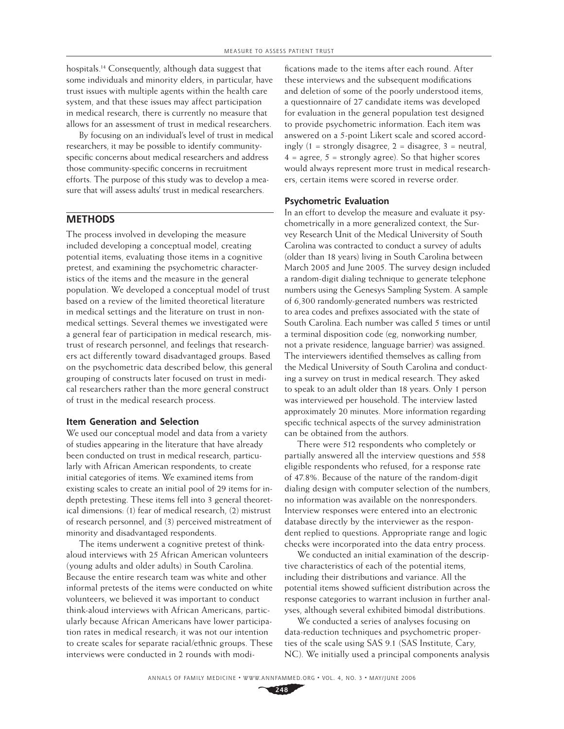hospitals.[14] Consequently, although data suggest that some individuals and minority elders, in particular, have trust issues with multiple agents within the health care system, and that these issues may affect participation in medical research, there is currently no measure that allows for an assessment of trust in medical researchers.

By focusing on an individual's level of trust in medical researchers, it may be possible to identify community-specific concerns about medical researchers and address those community-specific concerns in recruitment efforts. The purpose of this study was to develop a measure that will assess adults' trust in medical researchers.

## METHODS

The process involved in developing the measure included developing a conceptual model, creating potential items, evaluating those items in a cognitive pretest, and examining the psychometric characteristics of the items and the measure in the general population. We developed a conceptual model of trust based on a review of the limited theoretical literature in medical settings and the literature on trust in nonmedical settings. Several themes we investigated were a general fear of participation in medical research, mistrust of research personnel, and feelings that researchers act differently toward disadvantaged groups. Based on the psychometric data described below, this general grouping of constructs later focused on trust in medical researchers rather than the more general construct of trust in the medical research process.

### Item Generation and Selection

We used our conceptual model and data from a variety of studies appearing in the literature that have already been conducted on trust in medical research, particularly with African American respondents, to create initial categories of items. We examined items from existing scales to create an initial pool of 29 items for in-depth pretesting. These items fell into 3 general theoretical dimensions: (1) fear of medical research, (2) mistrust of research personnel, and (3) perceived mistreatment of minority and disadvantaged respondents.

The items underwent a cognitive pretest of think-aloud interviews with 25 African American volunteers (young adults and older adults) in South Carolina. Because the entire research team was white and other informal pretests of the items were conducted on white volunteers, we believed it was important to conduct think-aloud interviews with African Americans, particularly because African Americans have lower participation rates in medical research; it was not our intention to create scales for separate racial/ethnic groups. These interviews were conducted in 2 rounds with modifications made to the items after each round. After these interviews and the subsequent modifications and deletion of some of the poorly understood items, a questionnaire of 27 candidate items was developed for evaluation in the general population test designed to provide psychometric information. Each item was answered on a 5-point Likert scale and scored accordingly (1 = strongly disagree, 2 = disagree, 3 = neutral, 4 = agree, 5 = strongly agree). So that higher scores would always represent more trust in medical researchers, certain items were scored in reverse order.

### Psychometric Evaluation

In an effort to develop the measure and evaluate it psychometrically in a more generalized context, the Survey Research Unit of the Medical University of South Carolina was contracted to conduct a survey of adults (older than 18 years) living in South Carolina between March 2005 and June 2005. The survey design included a random-digit dialing technique to generate telephone numbers using the Genesys Sampling System. A sample of 6,300 randomly-generated numbers was restricted to area codes and prefixes associated with the state of South Carolina. Each number was called 5 times or until a terminal disposition code (eg, nonworking number, not a private residence, language barrier) was assigned. The interviewers identified themselves as calling from the Medical University of South Carolina and conducting a survey on trust in medical research. They asked to speak to an adult older than 18 years. Only 1 person was interviewed per household. The interview lasted approximately 20 minutes. More information regarding specific technical aspects of the survey administration can be obtained from the authors.

There were 512 respondents who completely or partially answered all the interview questions and 558 eligible respondents who refused, for a response rate of 47.8%. Because of the nature of the random-digit dialing design with computer selection of the numbers, no information was available on the nonresponders. Interview responses were entered into an electronic database directly by the interviewer as the respondent replied to questions. Appropriate range and logic checks were incorporated into the data entry process.

We conducted an initial examination of the descriptive characteristics of each of the potential items, including their distributions and variance. All the potential items showed sufficient distribution across the response categories to warrant inclusion in further analyses, although several exhibited bimodal distributions.

We conducted a series of analyses focusing on data-reduction techniques and psychometric properties of the scale using SAS 9.1 (SAS Institute, Cary, NC). We initially used a principal components analysis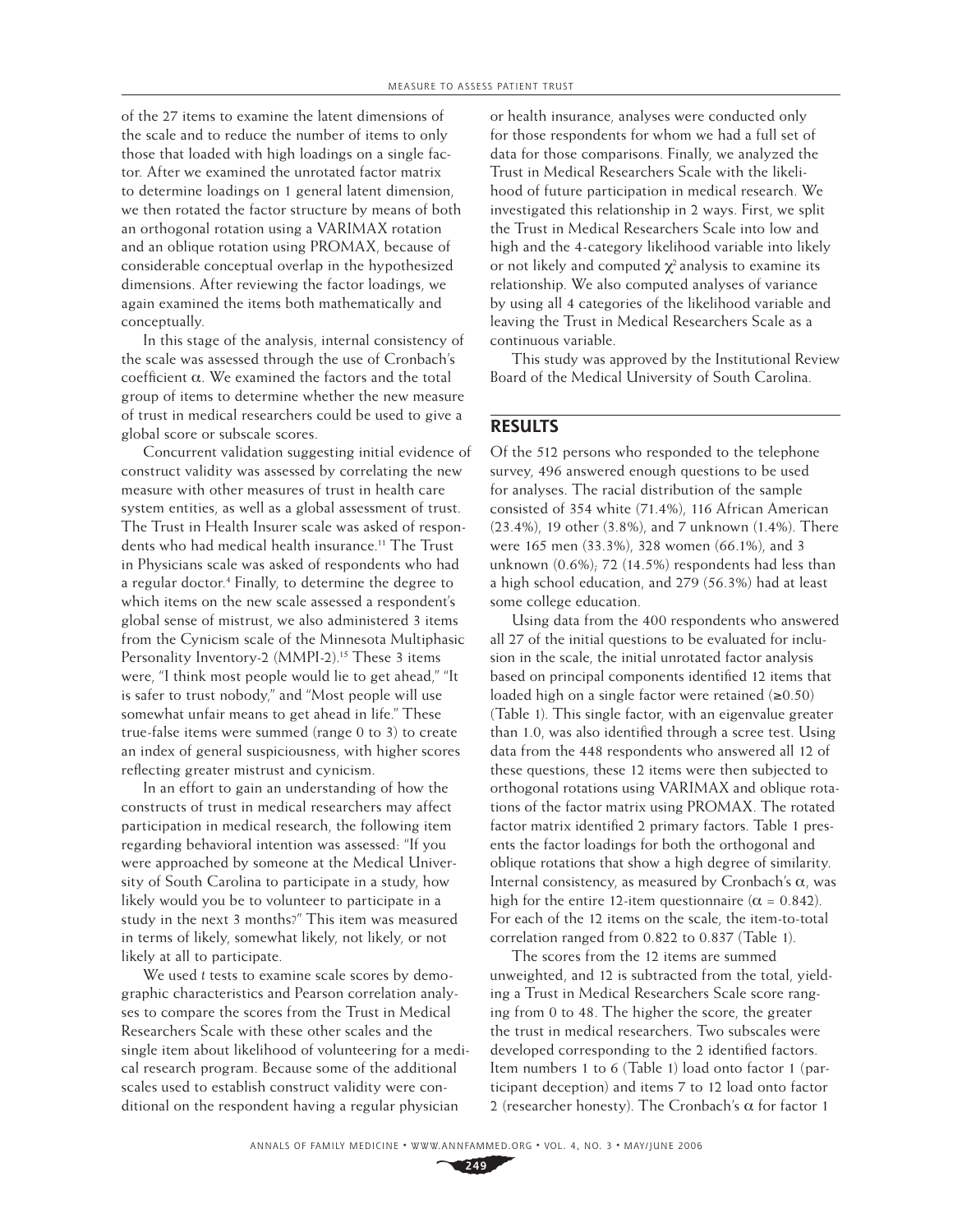of the 27 items to examine the latent dimensions of the scale and to reduce the number of items to only those that loaded with high loadings on a single factor. After we examined the unrotated factor matrix to determine loadings on 1 general latent dimension, we then rotated the factor structure by means of both an orthogonal rotation using a VARIMAX rotation and an oblique rotation using PROMAX, because of considerable conceptual overlap in the hypothesized dimensions. After reviewing the factor loadings, we again examined the items both mathematically and conceptually.

In this stage of the analysis, internal consistency of the scale was assessed through the use of Cronbach's coefficient $\alpha$. We examined the factors and the total group of items to determine whether the new measure of trust in medical researchers could be used to give a global score or subscale scores.

Concurrent validation suggesting initial evidence of construct validity was assessed by correlating the new measure with other measures of trust in health care system entities, as well as a global assessment of trust. The Trust in Health Insurer scale was asked of respondents who had medical health insurance.[11] The Trust in Physicians scale was asked of respondents who had a regular doctor.[4] Finally, to determine the degree to which items on the new scale assessed a respondent's global sense of mistrust, we also administered 3 items from the Cynicism scale of the Minnesota Multiphasic Personality Inventory-2 (MMPI-2).[15] These 3 items were, "I think most people would lie to get ahead," "It is safer to trust nobody," and "Most people will use somewhat unfair means to get ahead in life." These true-false items were summed (range 0 to 3) to create an index of general suspiciousness, with higher scores reflecting greater mistrust and cynicism.

In an effort to gain an understanding of how the constructs of trust in medical researchers may affect participation in medical research, the following item regarding behavioral intention was assessed: "If you were approached by someone at the Medical University of South Carolina to participate in a study, how likely would you be to volunteer to participate in a study in the next 3 months?" This item was measured in terms of likely, somewhat likely, not likely, or not likely at all to participate.

We used *t* tests to examine scale scores by demographic characteristics and Pearson correlation analyses to compare the scores from the Trust in Medical Researchers Scale with these other scales and the single item about likelihood of volunteering for a medical research program. Because some of the additional scales used to establish construct validity were conditional on the respondent having a regular physician or health insurance, analyses were conducted only for those respondents for whom we had a full set of data for those comparisons. Finally, we analyzed the Trust in Medical Researchers Scale with the likelihood of future participation in medical research. We investigated this relationship in 2 ways. First, we split the Trust in Medical Researchers Scale into low and high and the 4-category likelihood variable into likely or not likely and computed $\chi^2$ analysis to examine its relationship. We also computed analyses of variance by using all 4 categories of the likelihood variable and leaving the Trust in Medical Researchers Scale as a continuous variable.

This study was approved by the Institutional Review Board of the Medical University of South Carolina.

## RESULTS

Of the 512 persons who responded to the telephone survey, 496 answered enough questions to be used for analyses. The racial distribution of the sample consisted of 354 white (71.4%), 116 African American (23.4%), 19 other (3.8%), and 7 unknown (1.4%). There were 165 men (33.3%), 328 women (66.1%), and 3 unknown (0.6%); 72 (14.5%) respondents had less than a high school education, and 279 (56.3%) had at least some college education.

Using data from the 400 respondents who answered all 27 of the initial questions to be evaluated for inclusion in the scale, the initial unrotated factor analysis based on principal components identified 12 items that loaded high on a single factor were retained ($\geq$0.50) (Table 1). This single factor, with an eigenvalue greater than 1.0, was also identified through a scree test. Using data from the 448 respondents who answered all 12 of these questions, these 12 items were then subjected to orthogonal rotations using VARIMAX and oblique rotations of the factor matrix using PROMAX. The rotated factor matrix identified 2 primary factors. Table 1 presents the factor loadings for both the orthogonal and oblique rotations that show a high degree of similarity. Internal consistency, as measured by Cronbach's $\alpha$, was high for the entire 12-item questionnaire ($\alpha$ = 0.842). For each of the 12 items on the scale, the item-to-total correlation ranged from 0.822 to 0.837 (Table 1).

The scores from the 12 items are summed unweighted, and 12 is subtracted from the total, yielding a Trust in Medical Researchers Scale score ranging from 0 to 48. The higher the score, the greater the trust in medical researchers. Two subscales were developed corresponding to the 2 identified factors. Item numbers 1 to 6 (Table 1) load onto factor 1 (participant deception) and items 7 to 12 load onto factor 2 (researcher honesty). The Cronbach's $\alpha$ for factor 1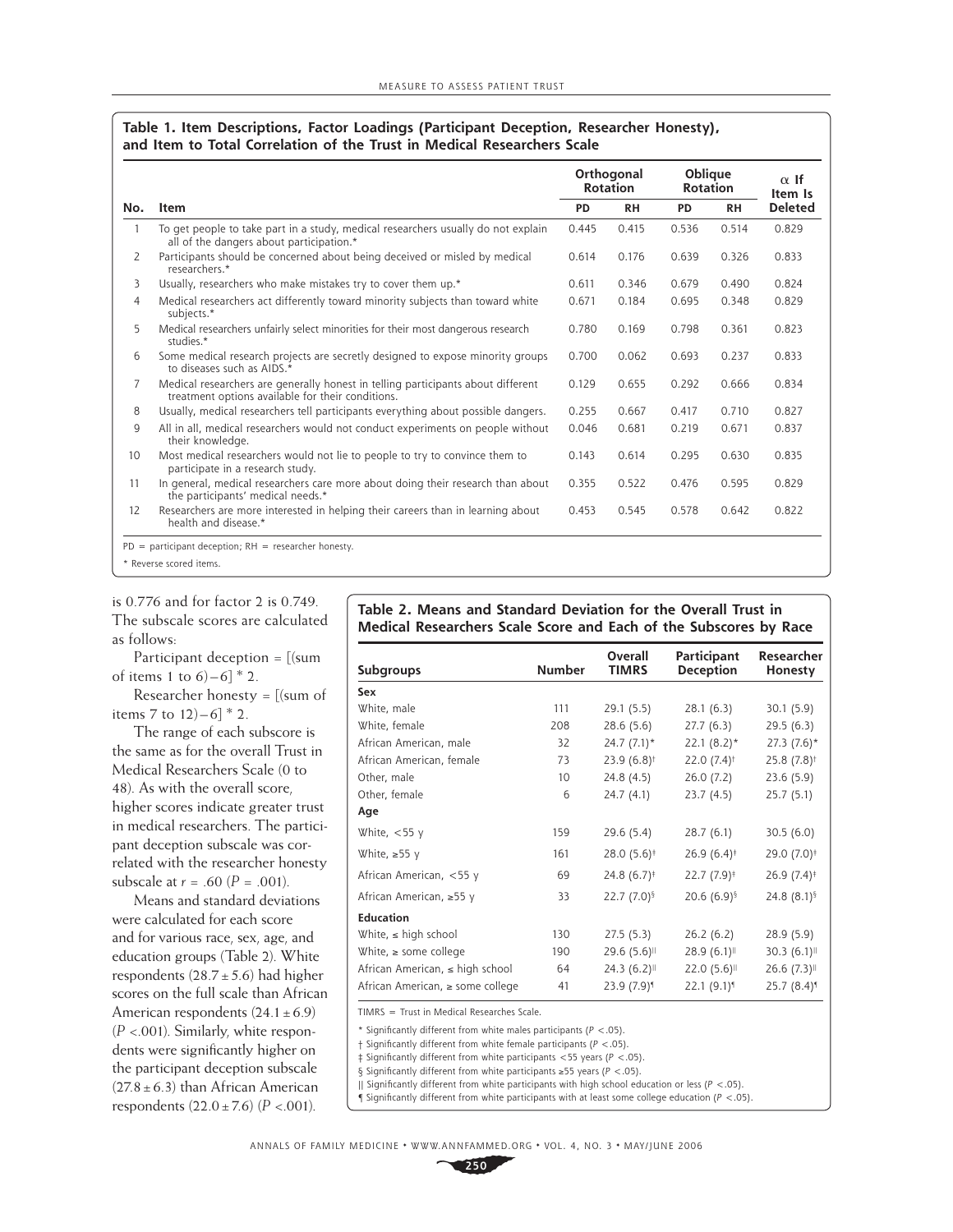**Table 1. Item Descriptions, Factor Loadings (Participant Deception, Researcher Honesty), and Item to Total Correlation of the Trust in Medical Researchers Scale**

| No. | Item | Orthogonal Rotation | | Oblique Rotation | | α If Item Is Deleted |
|---|---|---|---|---|---|---|
| | | PD | RH | PD | RH | |
| 1 | To get people to take part in a study, medical researchers usually do not explain all of the dangers about participation.* | 0.445 | 0.415 | 0.536 | 0.514 | 0.829 |
| 2 | Participants should be concerned about being deceived or misled by medical researchers.* | 0.614 | 0.176 | 0.639 | 0.326 | 0.833 |
| 3 | Usually, researchers who make mistakes try to cover them up.* | 0.611 | 0.346 | 0.679 | 0.490 | 0.824 |
| 4 | Medical researchers act differently toward minority subjects than toward white subjects.* | 0.671 | 0.184 | 0.695 | 0.348 | 0.829 |
| 5 | Medical researchers unfairly select minorities for their most dangerous research studies.* | 0.780 | 0.169 | 0.798 | 0.361 | 0.823 |
| 6 | Some medical research projects are secretly designed to expose minority groups to diseases such as AIDS.* | 0.700 | 0.062 | 0.693 | 0.237 | 0.833 |
| 7 | Medical researchers are generally honest in telling participants about different treatment options available for their conditions. | 0.129 | 0.655 | 0.292 | 0.666 | 0.834 |
| 8 | Usually, medical researchers tell participants everything about possible dangers. | 0.255 | 0.667 | 0.417 | 0.710 | 0.827 |
| 9 | All in all, medical researchers would not conduct experiments on people without their knowledge. | 0.046 | 0.681 | 0.219 | 0.671 | 0.837 |
| 10 | Most medical researchers would not lie to people to try to convince them to participate in a research study. | 0.143 | 0.614 | 0.295 | 0.630 | 0.835 |
| 11 | In general, medical researchers care more about doing their research than about the participants' medical needs.* | 0.355 | 0.522 | 0.476 | 0.595 | 0.829 |
| 12 | Researchers are more interested in helping their careers than in learning about health and disease.* | 0.453 | 0.545 | 0.578 | 0.642 | 0.822 |

PD = participant deception; RH = researcher honesty.

* Reverse scored items.

is 0.776 and for factor 2 is 0.749. The subscale scores are calculated as follows:

Participant deception = [(sum of items 1 to 6)−6] * 2.

Researcher honesty = [(sum of items 7 to 12)−6] * 2.

The range of each subscore is the same as for the overall Trust in Medical Researchers Scale (0 to 48). As with the overall score, higher scores indicate greater trust in medical researchers. The participant deception subscale was correlated with the researcher honesty subscale at $r = .60$ ($P = .001$).

Means and standard deviations were calculated for each score and for various race, sex, age, and education groups (Table 2). White respondents ($28.7 \pm 5.6$) had higher scores on the full scale than African American respondents ($24.1 \pm 6.9$) ($P < .001$). Similarly, white respondents were significantly higher on the participant deception subscale ($27.8 \pm 6.3$) than African American respondents ($22.0 \pm 7.6$) ($P < .001$).

**Table 2. Means and Standard Deviation for the Overall Trust in Medical Researchers Scale Score and Each of the Subscores by Race**

| Subgroups | Number | Overall TIMRS | Participant Deception | Researcher Honesty |
|---|---|---|---|---|
| **Sex** | | | | |
| White, male | 111 | 29.1 (5.5) | 28.1 (6.3) | 30.1 (5.9) |
| White, female | 208 | 28.6 (5.6) | 27.7 (6.3) | 29.5 (6.3) |
| African American, male | 32 | 24.7 (7.1)* | 22.1 (8.2)* | 27.3 (7.6)* |
| African American, female | 73 | 23.9 (6.8)† | 22.0 (7.4)† | 25.8 (7.8)† |
| Other, male | 10 | 24.8 (4.5) | 26.0 (7.2) | 23.6 (5.9) |
| Other, female | 6 | 24.7 (4.1) | 23.7 (4.5) | 25.7 (5.1) |
| **Age** | | | | |
| White, <55 y | 159 | 29.6 (5.4) | 28.7 (6.1) | 30.5 (6.0) |
| White, ≥55 y | 161 | 28.0 (5.6)‡ | 26.9 (6.4)‡ | 29.0 (7.0)‡ |
| African American, <55 y | 69 | 24.8 (6.7)‡ | 22.7 (7.9)‡ | 26.9 (7.4)‡ |
| African American, ≥55 y | 33 | 22.7 (7.0)§ | 20.6 (6.9)§ | 24.8 (8.1)§ |
| **Education** | | | | |
| White, ≤ high school | 130 | 27.5 (5.3) | 26.2 (6.2) | 28.9 (5.9) |
| White, ≥ some college | 190 | 29.6 (5.6)‖ | 28.9 (6.1)‖ | 30.3 (6.1)‖ |
| African American, ≤ high school | 64 | 24.3 (6.2)‖ | 22.0 (5.6)‖ | 26.6 (7.3)‖ |
| African American, ≥ some college | 41 | 23.9 (7.9)¶ | 22.1 (9.1)¶ | 25.7 (8.4)¶ |

TIMRS = Trust in Medical Researches Scale.

* Significantly different from white males participants ($P < .05$).

† Significantly different from white female participants ($P < .05$).

‡ Significantly different from white participants <55 years ($P < .05$).

§ Significantly different from white participants ≥55 years ($P < .05$).

‖ Significantly different from white participants with high school education or less ($P < .05$).

¶ Significantly different from white participants with at least some college education ($P < .05$).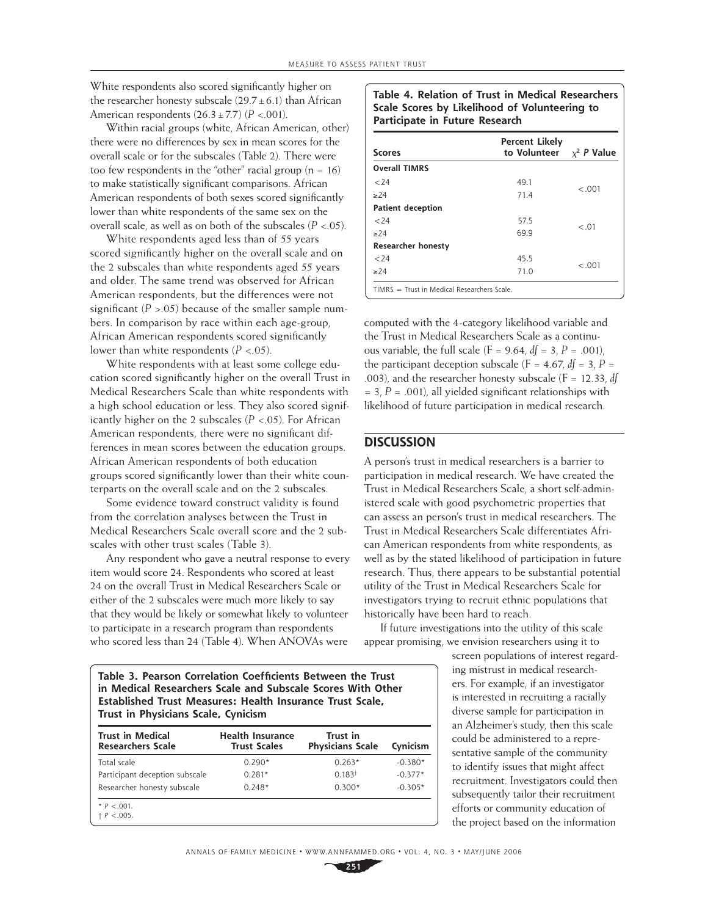White respondents also scored significantly higher on the researcher honesty subscale (29.7 ± 6.1) than African American respondents (26.3 ± 7.7) ($P$ <.001).

Within racial groups (white, African American, other) there were no differences by sex in mean scores for the overall scale or for the subscales (Table 2). There were too few respondents in the "other" racial group (n = 16) to make statistically significant comparisons. African American respondents of both sexes scored significantly lower than white respondents of the same sex on the overall scale, as well as on both of the subscales ($P$ <.05).

White respondents aged less than of 55 years scored significantly higher on the overall scale and on the 2 subscales than white respondents aged 55 years and older. The same trend was observed for African American respondents, but the differences were not significant ($P$ >.05) because of the smaller sample numbers. In comparison by race within each age-group, African American respondents scored significantly lower than white respondents ($P$ <.05).

White respondents with at least some college education scored significantly higher on the overall Trust in Medical Researchers Scale than white respondents with a high school education or less. They also scored significantly higher on the 2 subscales ($P$ <.05). For African American respondents, there were no significant differences in mean scores between the education groups. African American respondents of both education groups scored significantly lower than their white counterparts on the overall scale and on the 2 subscales.

Some evidence toward construct validity is found from the correlation analyses between the Trust in Medical Researchers Scale overall score and the 2 subscales with other trust scales (Table 3).

Any respondent who gave a neutral response to every item would score 24. Respondents who scored at least 24 on the overall Trust in Medical Researchers Scale or either of the 2 subscales were much more likely to say that they would be likely or somewhat likely to volunteer to participate in a research program than respondents who scored less than 24 (Table 4). When ANOVAs were computed with the 4-category likelihood variable and the Trust in Medical Researchers Scale as a continuous variable, the full scale (F = 9.64, $df$ = 3, $P$ = .001), the participant deception subscale (F = 4.67, $df$ = 3, $P$ = .003), and the researcher honesty subscale (F = 12.33, $df$ = 3, $P$ = .001), all yielded significant relationships with likelihood of future participation in medical research.

**Table 3. Pearson Correlation Coefficients Between the Trust in Medical Researchers Scale and Subscale Scores With Other Established Trust Measures: Health Insurance Trust Scale, Trust in Physicians Scale, Cynicism**

| Trust in Medical Researchers Scale | Health Insurance Trust Scales | Trust in Physicians Scale | Cynicism |
|---|---|---|---|
| Total scale | 0.290* | 0.263* | -0.380* |
| Participant deception subscale | 0.281* | 0.183† | -0.377* |
| Researcher honesty subscale | 0.248* | 0.300* | -0.305* |

\* $P$ <.001.
† $P$ <.005.

**Table 4. Relation of Trust in Medical Researchers Scale Scores by Likelihood of Volunteering to Participate in Future Research**

| Scores | Percent Likely to Volunteer | $\chi^2$ $P$ Value |
|---|---|---|
| **Overall TIMRS** | | |
| <24 | 49.1 | <.001 |
| ≥24 | 71.4 | |
| **Patient deception** | | |
| <24 | 57.5 | <.01 |
| ≥24 | 69.9 | |
| **Researcher honesty** | | |
| <24 | 45.5 | <.001 |
| ≥24 | 71.0 | |

TIMRS = Trust in Medical Researchers Scale.

## DISCUSSION

A person's trust in medical researchers is a barrier to participation in medical research. We have created the Trust in Medical Researchers Scale, a short self-administered scale with good psychometric properties that can assess an person's trust in medical researchers. The Trust in Medical Researchers Scale differentiates African American respondents from white respondents, as well as by the stated likelihood of participation in future research. Thus, there appears to be substantial potential utility of the Trust in Medical Researchers Scale for investigators trying to recruit ethnic populations that historically have been hard to reach.

If future investigations into the utility of this scale appear promising, we envision researchers using it to screen populations of interest regarding mistrust in medical researchers. For example, if an investigator is interested in recruiting a racially diverse sample for participation in an Alzheimer's study, then this scale could be administered to a representative sample of the community to identify issues that might affect recruitment. Investigators could then subsequently tailor their recruitment efforts or community education of the project based on the information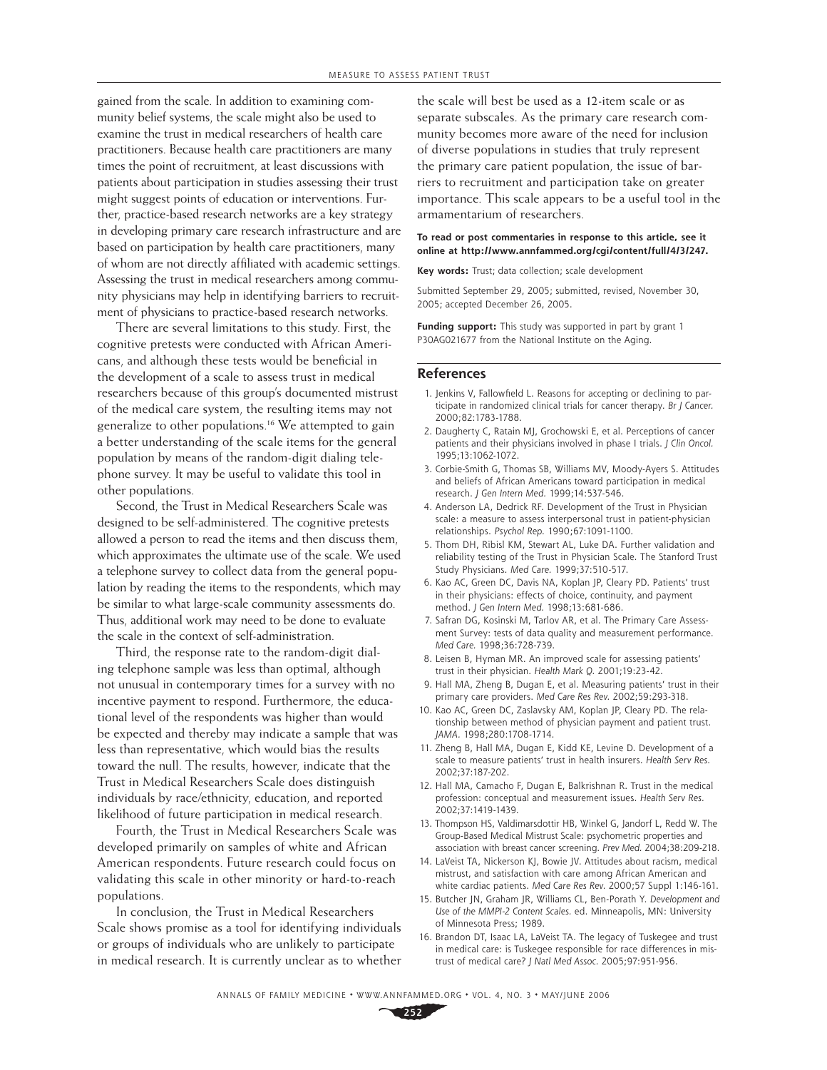gained from the scale. In addition to examining community belief systems, the scale might also be used to examine the trust in medical researchers of health care practitioners. Because health care practitioners are many times the point of recruitment, at least discussions with patients about participation in studies assessing their trust might suggest points of education or interventions. Further, practice-based research networks are a key strategy in developing primary care research infrastructure and are based on participation by health care practitioners, many of whom are not directly affiliated with academic settings. Assessing the trust in medical researchers among community physicians may help in identifying barriers to recruitment of physicians to practice-based research networks.

There are several limitations to this study. First, the cognitive pretests were conducted with African Americans, and although these tests would be beneficial in the development of a scale to assess trust in medical researchers because of this group's documented mistrust of the medical care system, the resulting items may not generalize to other populations.[16] We attempted to gain a better understanding of the scale items for the general population by means of the random-digit dialing telephone survey. It may be useful to validate this tool in other populations.

Second, the Trust in Medical Researchers Scale was designed to be self-administered. The cognitive pretests allowed a person to read the items and then discuss them, which approximates the ultimate use of the scale. We used a telephone survey to collect data from the general population by reading the items to the respondents, which may be similar to what large-scale community assessments do. Thus, additional work may need to be done to evaluate the scale in the context of self-administration.

Third, the response rate to the random-digit dialing telephone sample was less than optimal, although not unusual in contemporary times for a survey with no incentive payment to respond. Furthermore, the educational level of the respondents was higher than would be expected and thereby may indicate a sample that was less than representative, which would bias the results toward the null. The results, however, indicate that the Trust in Medical Researchers Scale does distinguish individuals by race/ethnicity, education, and reported likelihood of future participation in medical research.

Fourth, the Trust in Medical Researchers Scale was developed primarily on samples of white and African American respondents. Future research could focus on validating this scale in other minority or hard-to-reach populations.

In conclusion, the Trust in Medical Researchers Scale shows promise as a tool for identifying individuals or groups of individuals who are unlikely to participate in medical research. It is currently unclear as to whether the scale will best be used as a 12-item scale or as separate subscales. As the primary care research community becomes more aware of the need for inclusion of diverse populations in studies that truly represent the primary care patient population, the issue of barriers to recruitment and participation take on greater importance. This scale appears to be a useful tool in the armamentarium of researchers.

**To read or post commentaries in response to this article, see it online at http://www.annfammed.org/cgi/content/full/4/3/247.**

**Key words:** Trust; data collection; scale development

Submitted September 29, 2005; submitted, revised, November 30, 2005; accepted December 26, 2005.

**Funding support:** This study was supported in part by grant 1 P30AG021677 from the National Institute on the Aging.

## References

1. Jenkins V, Fallowfield L. Reasons for accepting or declining to participate in randomized clinical trials for cancer therapy. *Br J Cancer.* 2000;82:1783-1788.
2. Daugherty C, Ratain MJ, Grochowski E, et al. Perceptions of cancer patients and their physicians involved in phase I trials. *J Clin Oncol.* 1995;13:1062-1072.
3. Corbie-Smith G, Thomas SB, Williams MV, Moody-Ayers S. Attitudes and beliefs of African Americans toward participation in medical research. *J Gen Intern Med.* 1999;14:537-546.
4. Anderson LA, Dedrick RF. Development of the Trust in Physician scale: a measure to assess interpersonal trust in patient-physician relationships. *Psychol Rep.* 1990;67:1091-1100.
5. Thom DH, Ribisl KM, Stewart AL, Luke DA. Further validation and reliability testing of the Trust in Physician Scale. The Stanford Trust Study Physicians. *Med Care.* 1999;37:510-517.
6. Kao AC, Green DC, Davis NA, Koplan JP, Cleary PD. Patients' trust in their physicians: effects of choice, continuity, and payment method. *J Gen Intern Med.* 1998;13:681-686.
7. Safran DG, Kosinski M, Tarlov AR, et al. The Primary Care Assessment Survey: tests of data quality and measurement performance. *Med Care.* 1998;36:728-739.
8. Leisen B, Hyman MR. An improved scale for assessing patients' trust in their physician. *Health Mark Q.* 2001;19:23-42.
9. Hall MA, Zheng B, Dugan E, et al. Measuring patients' trust in their primary care providers. *Med Care Res Rev.* 2002;59:293-318.
10. Kao AC, Green DC, Zaslavsky AM, Koplan JP, Cleary PD. The relationship between method of physician payment and patient trust. *JAMA.* 1998;280:1708-1714.
11. Zheng B, Hall MA, Dugan E, Kidd KE, Levine D. Development of a scale to measure patients' trust in health insurers. *Health Serv Res.* 2002;37:187-202.
12. Hall MA, Camacho F, Dugan E, Balkrishnan R. Trust in the medical profession: conceptual and measurement issues. *Health Serv Res.* 2002;37:1419-1439.
13. Thompson HS, Valdimarsdottir HB, Winkel G, Jandorf L, Redd W. The Group-Based Medical Mistrust Scale: psychometric properties and association with breast cancer screening. *Prev Med.* 2004;38:209-218.
14. LaVeist TA, Nickerson KJ, Bowie JV. Attitudes about racism, medical mistrust, and satisfaction with care among African American and white cardiac patients. *Med Care Res Rev.* 2000;57 Suppl 1:146-161.
15. Butcher JN, Graham JR, Williams CL, Ben-Porath Y. *Development and Use of the MMPI-2 Content Scales.* ed. Minneapolis, MN: University of Minnesota Press; 1989.
16. Brandon DT, Isaac LA, LaVeist TA. The legacy of Tuskegee and trust in medical care: is Tuskegee responsible for race differences in mistrust of medical care? *J Natl Med Assoc.* 2005;97:951-956.